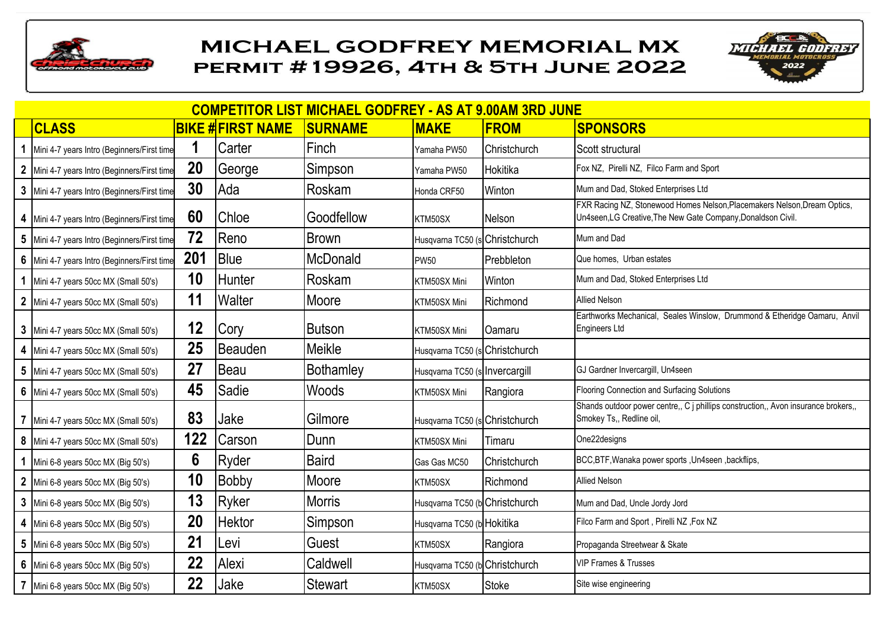# MICHAEL GODFREY MEMORIAL MX
## PERMIT #19926, 4TH & 5TH JUNE 2022

### COMPETITOR LIST MICHAEL GODFREY - AS AT 9.00AM 3RD JUNE

| | CLASS | BIKE # | FIRST NAME | SURNAME | MAKE | FROM | SPONSORS |
|---|---|---|---|---|---|---|---|
| 1 | Mini 4-7 years Intro (Beginners/First time | 1 | Carter | Finch | Yamaha PW50 | Christchurch | Scott structural |
| 2 | Mini 4-7 years Intro (Beginners/First time | 20 | George | Simpson | Yamaha PW50 | Hokitika | Fox NZ, Pirelli NZ, Filco Farm and Sport |
| 3 | Mini 4-7 years Intro (Beginners/First time | 30 | Ada | Roskam | Honda CRF50 | Winton | Mum and Dad, Stoked Enterprises Ltd |
| 4 | Mini 4-7 years Intro (Beginners/First time | 60 | Chloe | Goodfellow | KTM50SX | Nelson | FXR Racing NZ, Stonewood Homes Nelson,Placemakers Nelson,Dream Optics, Un4seen,LG Creative,The New Gate Company,Donaldson Civil. |
| 5 | Mini 4-7 years Intro (Beginners/First time | 72 | Reno | Brown | Husqvarna TC50 (s | Christchurch | Mum and Dad |
| 6 | Mini 4-7 years Intro (Beginners/First time | 201 | Blue | McDonald | PW50 | Prebbleton | Que homes, Urban estates |
| 1 | Mini 4-7 years 50cc MX (Small 50's) | 10 | Hunter | Roskam | KTM50SX Mini | Winton | Mum and Dad, Stoked Enterprises Ltd |
| 2 | Mini 4-7 years 50cc MX (Small 50's) | 11 | Walter | Moore | KTM50SX Mini | Richmond | Allied Nelson |
| 3 | Mini 4-7 years 50cc MX (Small 50's) | 12 | Cory | Butson | KTM50SX Mini | Oamaru | Earthworks Mechanical, Seales Winslow, Drummond & Etheridge Oamaru, Anvil Engineers Ltd |
| 4 | Mini 4-7 years 50cc MX (Small 50's) | 25 | Beauden | Meikle | Husqvarna TC50 (s | Christchurch | |
| 5 | Mini 4-7 years 50cc MX (Small 50's) | 27 | Beau | Bothamley | Husqvarna TC50 (s | Invercargill | GJ Gardner Invercargill, Un4seen |
| 6 | Mini 4-7 years 50cc MX (Small 50's) | 45 | Sadie | Woods | KTM50SX Mini | Rangiora | Flooring Connection and Surfacing Solutions |
| 7 | Mini 4-7 years 50cc MX (Small 50's) | 83 | Jake | Gilmore | Husqvarna TC50 (s | Christchurch | Shands outdoor power centre,, C j phillips construction,, Avon insurance brokers,, Smokey Ts,, Redline oil, |
| 8 | Mini 4-7 years 50cc MX (Small 50's) | 122 | Carson | Dunn | KTM50SX Mini | Timaru | One22designs |
| 1 | Mini 6-8 years 50cc MX (Big 50's) | 6 | Ryder | Baird | Gas Gas MC50 | Christchurch | BCC,BTF,Wanaka power sports ,Un4seen ,backflips, |
| 2 | Mini 6-8 years 50cc MX (Big 50's) | 10 | Bobby | Moore | KTM50SX | Richmond | Allied Nelson |
| 3 | Mini 6-8 years 50cc MX (Big 50's) | 13 | Ryker | Morris | Husqvarna TC50 (b | Christchurch | Mum and Dad, Uncle Jordy Jord |
| 4 | Mini 6-8 years 50cc MX (Big 50's) | 20 | Hektor | Simpson | Husqvarna TC50 (b | Hokitika | Filco Farm and Sport , Pirelli NZ ,Fox NZ |
| 5 | Mini 6-8 years 50cc MX (Big 50's) | 21 | Levi | Guest | KTM50SX | Rangiora | Propaganda Streetwear & Skate |
| 6 | Mini 6-8 years 50cc MX (Big 50's) | 22 | Alexi | Caldwell | Husqvarna TC50 (b | Christchurch | VIP Frames & Trusses |
| 7 | Mini 6-8 years 50cc MX (Big 50's) | 22 | Jake | Stewart | KTM50SX | Stoke | Site wise engineering |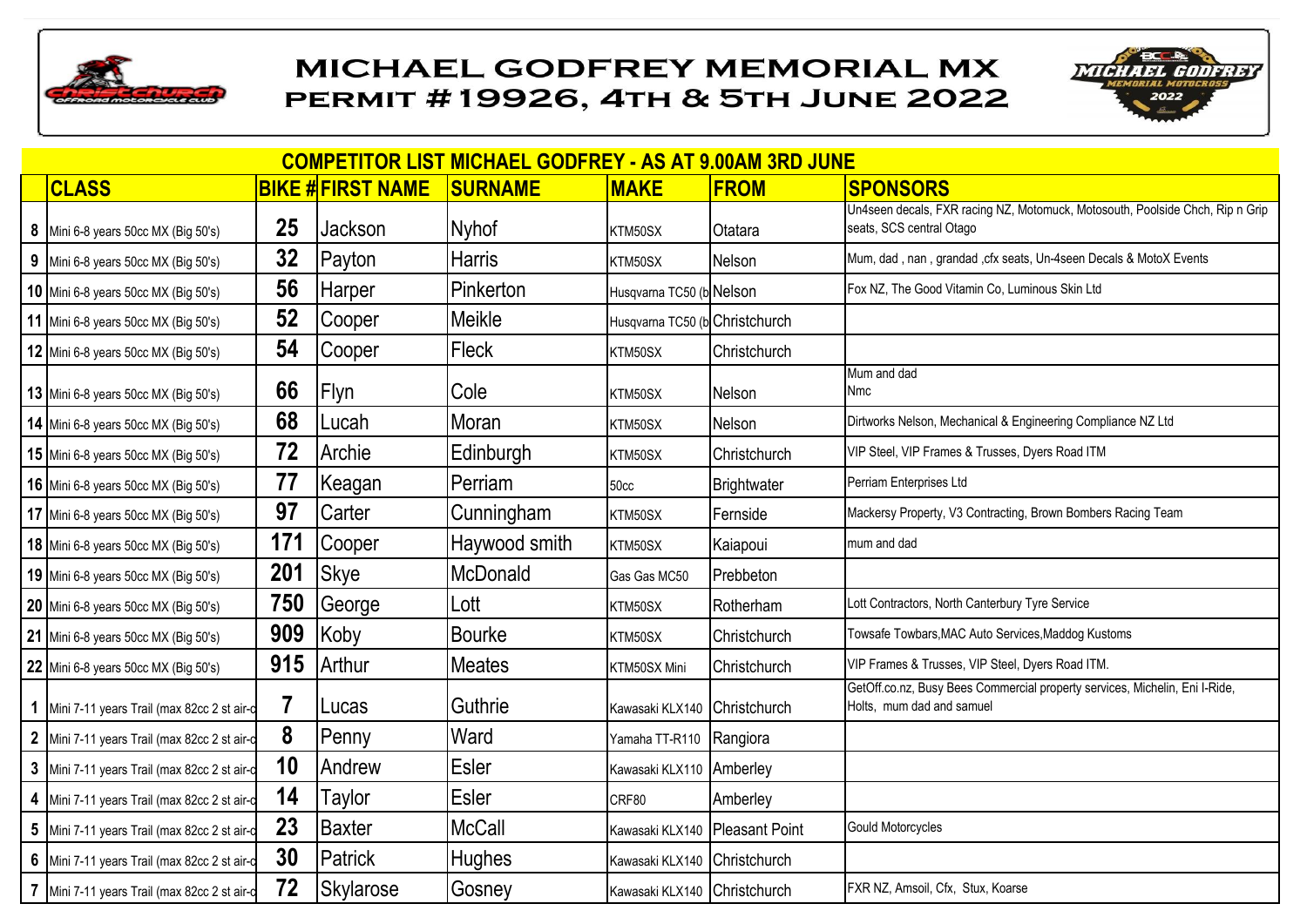# MICHAEL GODFREY MEMORIAL MX
## PERMIT #19926, 4TH & 5TH JUNE 2022

**COMPETITOR LIST MICHAEL GODFREY - AS AT 9.00AM 3RD JUNE**

| | CLASS | BIKE # | FIRST NAME | SURNAME | MAKE | FROM | SPONSORS |
|---|---|---|---|---|---|---|---|
| 8 | Mini 6-8 years 50cc MX (Big 50's) | 25 | Jackson | Nyhof | KTM50SX | Otatara | Un4seen decals, FXR racing NZ, Motomuck, Motosouth, Poolside Chch, Rip n Grip seats, SCS central Otago |
| 9 | Mini 6-8 years 50cc MX (Big 50's) | 32 | Payton | Harris | KTM50SX | Nelson | Mum, dad , nan , grandad ,cfx seats, Un-4seen Decals & MotoX Events |
| 10 | Mini 6-8 years 50cc MX (Big 50's) | 56 | Harper | Pinkerton | Husqvarna TC50 (b | Nelson | Fox NZ, The Good Vitamin Co, Luminous Skin Ltd |
| 11 | Mini 6-8 years 50cc MX (Big 50's) | 52 | Cooper | Meikle | Husqvarna TC50 (b | Christchurch | |
| 12 | Mini 6-8 years 50cc MX (Big 50's) | 54 | Cooper | Fleck | KTM50SX | Christchurch | |
| 13 | Mini 6-8 years 50cc MX (Big 50's) | 66 | Flyn | Cole | KTM50SX | Nelson | Mum and dad Nmc |
| 14 | Mini 6-8 years 50cc MX (Big 50's) | 68 | Lucah | Moran | KTM50SX | Nelson | Dirtworks Nelson, Mechanical & Engineering Compliance NZ Ltd |
| 15 | Mini 6-8 years 50cc MX (Big 50's) | 72 | Archie | Edinburgh | KTM50SX | Christchurch | VIP Steel, VIP Frames & Trusses, Dyers Road ITM |
| 16 | Mini 6-8 years 50cc MX (Big 50's) | 77 | Keagan | Perriam | 50cc | Brightwater | Perriam Enterprises Ltd |
| 17 | Mini 6-8 years 50cc MX (Big 50's) | 97 | Carter | Cunningham | KTM50SX | Fernside | Mackersy Property, V3 Contracting, Brown Bombers Racing Team |
| 18 | Mini 6-8 years 50cc MX (Big 50's) | 171 | Cooper | Haywood smith | KTM50SX | Kaiapoui | mum and dad |
| 19 | Mini 6-8 years 50cc MX (Big 50's) | 201 | Skye | McDonald | Gas Gas MC50 | Prebbeton | |
| 20 | Mini 6-8 years 50cc MX (Big 50's) | 750 | George | Lott | KTM50SX | Rotherham | Lott Contractors, North Canterbury Tyre Service |
| 21 | Mini 6-8 years 50cc MX (Big 50's) | 909 | Koby | Bourke | KTM50SX | Christchurch | Towsafe Towbars,MAC Auto Services,Maddog Kustoms |
| 22 | Mini 6-8 years 50cc MX (Big 50's) | 915 | Arthur | Meates | KTM50SX Mini | Christchurch | VIP Frames & Trusses, VIP Steel, Dyers Road ITM. |
| 1 | Mini 7-11 years Trail (max 82cc 2 st air-c | 7 | Lucas | Guthrie | Kawasaki KLX140 | Christchurch | GetOff.co.nz, Busy Bees Commercial property services, Michelin, Eni I-Ride, Holts, mum dad and samuel |
| 2 | Mini 7-11 years Trail (max 82cc 2 st air-c | 8 | Penny | Ward | Yamaha TT-R110 | Rangiora | |
| 3 | Mini 7-11 years Trail (max 82cc 2 st air-c | 10 | Andrew | Esler | Kawasaki KLX110 | Amberley | |
| 4 | Mini 7-11 years Trail (max 82cc 2 st air-c | 14 | Taylor | Esler | CRF80 | Amberley | |
| 5 | Mini 7-11 years Trail (max 82cc 2 st air-c | 23 | Baxter | McCall | Kawasaki KLX140 | Pleasant Point | Gould Motorcycles |
| 6 | Mini 7-11 years Trail (max 82cc 2 st air-c | 30 | Patrick | Hughes | Kawasaki KLX140 | Christchurch | |
| 7 | Mini 7-11 years Trail (max 82cc 2 st air-c | 72 | Skylarose | Gosney | Kawasaki KLX140 | Christchurch | FXR NZ, Amsoil, Cfx, Stux, Koarse |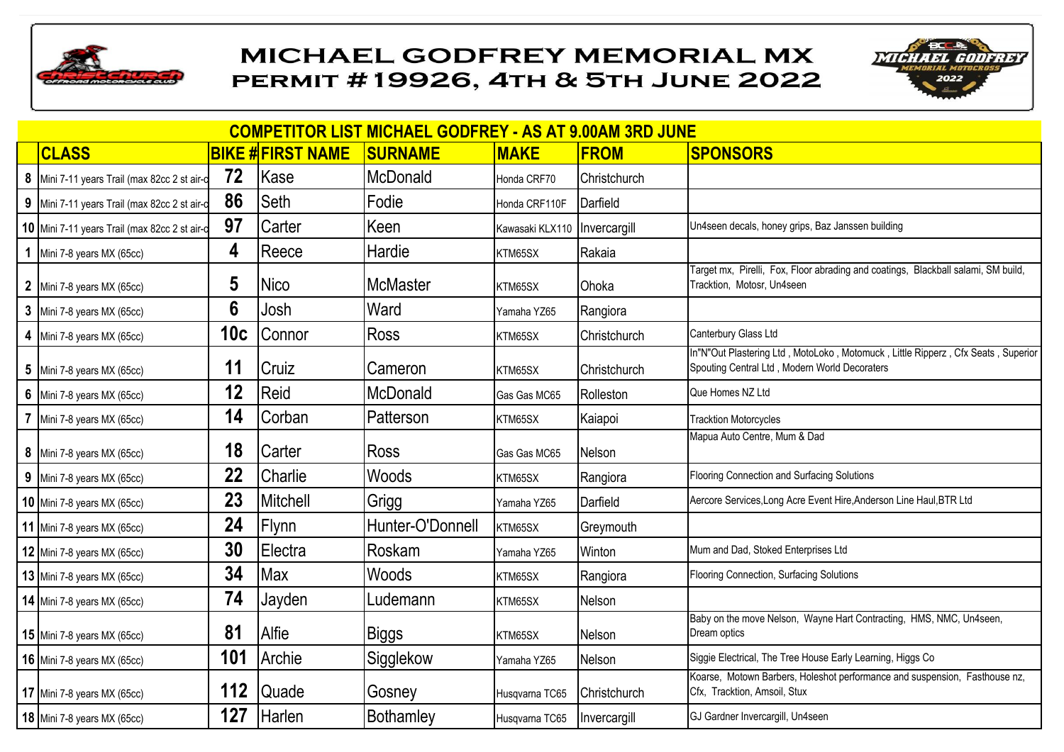# MICHAEL GODFREY MEMORIAL MX
## PERMIT #19926, 4TH & 5TH JUNE 2022

**COMPETITOR LIST MICHAEL GODFREY - AS AT 9.00AM 3RD JUNE**

| | CLASS | BIKE # | FIRST NAME | SURNAME | MAKE | FROM | SPONSORS |
|---|---|---|---|---|---|---|---|
| 8 | Mini 7-11 years Trail (max 82cc 2 st air-c | 72 | Kase | McDonald | Honda CRF70 | Christchurch | |
| 9 | Mini 7-11 years Trail (max 82cc 2 st air-c | 86 | Seth | Fodie | Honda CRF110F | Darfield | |
| 10 | Mini 7-11 years Trail (max 82cc 2 st air-c | 97 | Carter | Keen | Kawasaki KLX110 | Invercargill | Un4seen decals, honey grips, Baz Janssen building |
| 1 | Mini 7-8 years MX (65cc) | 4 | Reece | Hardie | KTM65SX | Rakaia | |
| 2 | Mini 7-8 years MX (65cc) | 5 | Nico | McMaster | KTM65SX | Ohoka | Target mx, Pirelli, Fox, Floor abrading and coatings, Blackball salami, SM build, Tracktion, Motosr, Un4seen |
| 3 | Mini 7-8 years MX (65cc) | 6 | Josh | Ward | Yamaha YZ65 | Rangiora | |
| 4 | Mini 7-8 years MX (65cc) | 10c | Connor | Ross | KTM65SX | Christchurch | Canterbury Glass Ltd |
| 5 | Mini 7-8 years MX (65cc) | 11 | Cruiz | Cameron | KTM65SX | Christchurch | In"N"Out Plastering Ltd , MotoLoko , Motomuck , Little Ripperz , Cfx Seats , Superior Spouting Central Ltd , Modern World Decoraters |
| 6 | Mini 7-8 years MX (65cc) | 12 | Reid | McDonald | Gas Gas MC65 | Rolleston | Que Homes NZ Ltd |
| 7 | Mini 7-8 years MX (65cc) | 14 | Corban | Patterson | KTM65SX | Kaiapoi | Tracktion Motorcycles |
| 8 | Mini 7-8 years MX (65cc) | 18 | Carter | Ross | Gas Gas MC65 | Nelson | Mapua Auto Centre, Mum & Dad |
| 9 | Mini 7-8 years MX (65cc) | 22 | Charlie | Woods | KTM65SX | Rangiora | Flooring Connection and Surfacing Solutions |
| 10 | Mini 7-8 years MX (65cc) | 23 | Mitchell | Grigg | Yamaha YZ65 | Darfield | Aercore Services,Long Acre Event Hire,Anderson Line Haul,BTR Ltd |
| 11 | Mini 7-8 years MX (65cc) | 24 | Flynn | Hunter-O'Donnell | KTM65SX | Greymouth | |
| 12 | Mini 7-8 years MX (65cc) | 30 | Electra | Roskam | Yamaha YZ65 | Winton | Mum and Dad, Stoked Enterprises Ltd |
| 13 | Mini 7-8 years MX (65cc) | 34 | Max | Woods | KTM65SX | Rangiora | Flooring Connection, Surfacing Solutions |
| 14 | Mini 7-8 years MX (65cc) | 74 | Jayden | Ludemann | KTM65SX | Nelson | |
| 15 | Mini 7-8 years MX (65cc) | 81 | Alfie | Biggs | KTM65SX | Nelson | Baby on the move Nelson, Wayne Hart Contracting, HMS, NMC, Un4seen, Dream optics |
| 16 | Mini 7-8 years MX (65cc) | 101 | Archie | Sigglekow | Yamaha YZ65 | Nelson | Siggie Electrical, The Tree House Early Learning, Higgs Co |
| 17 | Mini 7-8 years MX (65cc) | 112 | Quade | Gosney | Husqvarna TC65 | Christchurch | Koarse, Motown Barbers, Holeshot performance and suspension, Fasthouse nz, Cfx, Tracktion, Amsoil, Stux |
| 18 | Mini 7-8 years MX (65cc) | 127 | Harlen | Bothamley | Husqvarna TC65 | Invercargill | GJ Gardner Invercargill, Un4seen |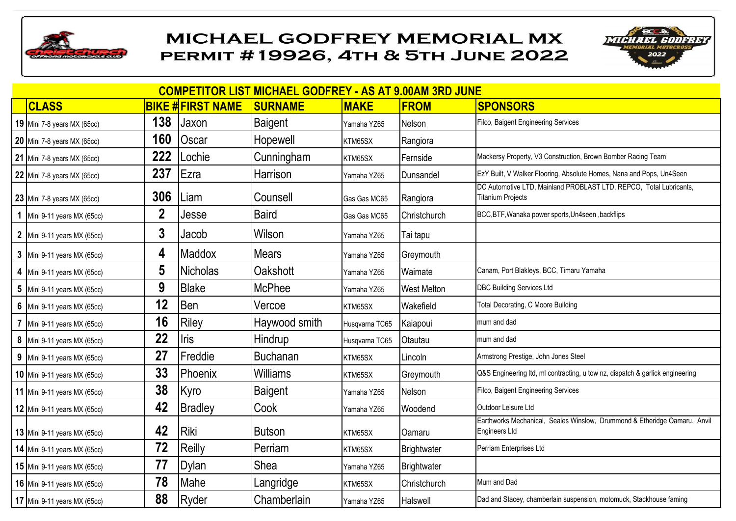# MICHAEL GODFREY MEMORIAL MX
## PERMIT #19926, 4TH & 5TH JUNE 2022

**COMPETITOR LIST MICHAEL GODFREY - AS AT 9.00AM 3RD JUNE**

| | CLASS | BIKE # | FIRST NAME | SURNAME | MAKE | FROM | SPONSORS |
|---|---|---|---|---|---|---|---|
| 19 | Mini 7-8 years MX (65cc) | 138 | Jaxon | Baigent | Yamaha YZ65 | Nelson | Filco, Baigent Engineering Services |
| 20 | Mini 7-8 years MX (65cc) | 160 | Oscar | Hopewell | KTM65SX | Rangiora | |
| 21 | Mini 7-8 years MX (65cc) | 222 | Lochie | Cunningham | KTM65SX | Fernside | Mackersy Property, V3 Construction, Brown Bomber Racing Team |
| 22 | Mini 7-8 years MX (65cc) | 237 | Ezra | Harrison | Yamaha YZ65 | Dunsandel | EzY Built, V Walker Flooring, Absolute Homes, Nana and Pops, Un4Seen |
| 23 | Mini 7-8 years MX (65cc) | 306 | Liam | Counsell | Gas Gas MC65 | Rangiora | DC Automotive LTD, Mainland PROBLAST LTD, REPCO, Total Lubricants, Titanium Projects |
| 1 | Mini 9-11 years MX (65cc) | 2 | Jesse | Baird | Gas Gas MC65 | Christchurch | BCC,BTF,Wanaka power sports,Un4seen ,backflips |
| 2 | Mini 9-11 years MX (65cc) | 3 | Jacob | Wilson | Yamaha YZ65 | Tai tapu | |
| 3 | Mini 9-11 years MX (65cc) | 4 | Maddox | Mears | Yamaha YZ65 | Greymouth | |
| 4 | Mini 9-11 years MX (65cc) | 5 | Nicholas | Oakshott | Yamaha YZ65 | Waimate | Canam, Port Blakleys, BCC, Timaru Yamaha |
| 5 | Mini 9-11 years MX (65cc) | 9 | Blake | McPhee | Yamaha YZ65 | West Melton | DBC Building Services Ltd |
| 6 | Mini 9-11 years MX (65cc) | 12 | Ben | Vercoe | KTM65SX | Wakefield | Total Decorating, C Moore Building |
| 7 | Mini 9-11 years MX (65cc) | 16 | Riley | Haywood smith | Husqvarna TC65 | Kaiapoui | mum and dad |
| 8 | Mini 9-11 years MX (65cc) | 22 | Iris | Hindrup | Husqvarna TC65 | Otautau | mum and dad |
| 9 | Mini 9-11 years MX (65cc) | 27 | Freddie | Buchanan | KTM65SX | Lincoln | Armstrong Prestige, John Jones Steel |
| 10 | Mini 9-11 years MX (65cc) | 33 | Phoenix | Williams | KTM65SX | Greymouth | Q&S Engineering ltd, ml contracting, u tow nz, dispatch & garlick engineering |
| 11 | Mini 9-11 years MX (65cc) | 38 | Kyro | Baigent | Yamaha YZ65 | Nelson | Filco, Baigent Engineering Services |
| 12 | Mini 9-11 years MX (65cc) | 42 | Bradley | Cook | Yamaha YZ65 | Woodend | Outdoor Leisure Ltd |
| 13 | Mini 9-11 years MX (65cc) | 42 | Riki | Butson | KTM65SX | Oamaru | Earthworks Mechanical, Seales Winslow, Drummond & Etheridge Oamaru, Anvil Engineers Ltd |
| 14 | Mini 9-11 years MX (65cc) | 72 | Reilly | Perriam | KTM65SX | Brightwater | Perriam Enterprises Ltd |
| 15 | Mini 9-11 years MX (65cc) | 77 | Dylan | Shea | Yamaha YZ65 | Brightwater | |
| 16 | Mini 9-11 years MX (65cc) | 78 | Mahe | Langridge | KTM65SX | Christchurch | Mum and Dad |
| 17 | Mini 9-11 years MX (65cc) | 88 | Ryder | Chamberlain | Yamaha YZ65 | Halswell | Dad and Stacey, chamberlain suspension, motomuck, Stackhouse faming |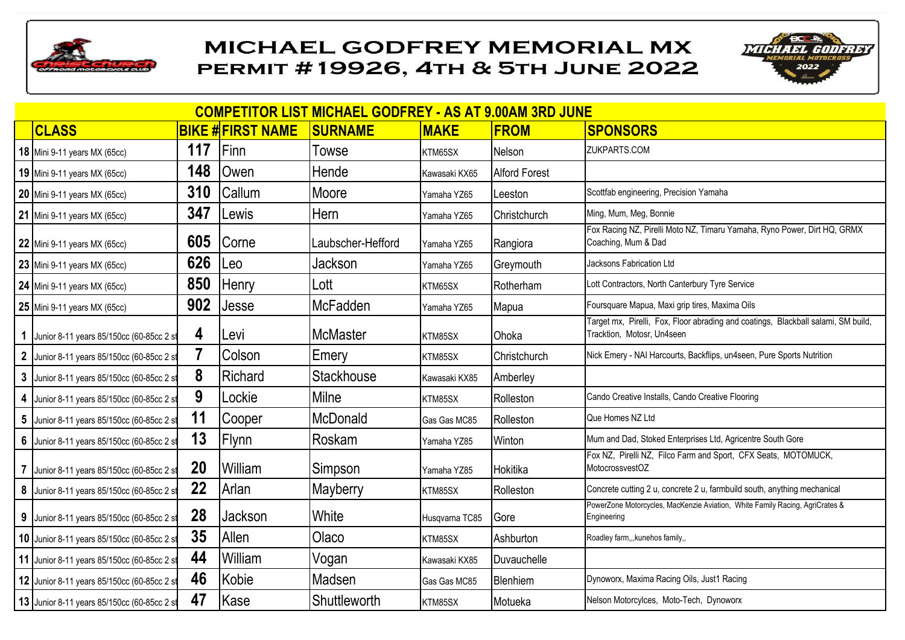# MICHAEL GODFREY MEMORIAL MX

## PERMIT #19926, 4TH & 5TH JUNE 2022

### COMPETITOR LIST MICHAEL GODFREY - AS AT 9.00AM 3RD JUNE

| | CLASS | BIKE # | FIRST NAME | SURNAME | MAKE | FROM | SPONSORS |
|---|---|---|---|---|---|---|---|
| 18 | Mini 9-11 years MX (65cc) | 117 | Finn | Towse | KTM65SX | Nelson | ZUKPARTS.COM |
| 19 | Mini 9-11 years MX (65cc) | 148 | Owen | Hende | Kawasaki KX65 | Alford Forest | |
| 20 | Mini 9-11 years MX (65cc) | 310 | Callum | Moore | Yamaha YZ65 | Leeston | Scottfab engineering, Precision Yamaha |
| 21 | Mini 9-11 years MX (65cc) | 347 | Lewis | Hern | Yamaha YZ65 | Christchurch | Ming, Mum, Meg, Bonnie |
| 22 | Mini 9-11 years MX (65cc) | 605 | Corne | Laubscher-Hefford | Yamaha YZ65 | Rangiora | Fox Racing NZ, Pirelli Moto NZ, Timaru Yamaha, Ryno Power, Dirt HQ, GRMX Coaching, Mum & Dad |
| 23 | Mini 9-11 years MX (65cc) | 626 | Leo | Jackson | Yamaha YZ65 | Greymouth | Jacksons Fabrication Ltd |
| 24 | Mini 9-11 years MX (65cc) | 850 | Henry | Lott | KTM65SX | Rotherham | Lott Contractors, North Canterbury Tyre Service |
| 25 | Mini 9-11 years MX (65cc) | 902 | Jesse | McFadden | Yamaha YZ65 | Mapua | Foursquare Mapua, Maxi grip tires, Maxima Oils |
| 1 | Junior 8-11 years 85/150cc (60-85cc 2 st | 4 | Levi | McMaster | KTM85SX | Ohoka | Target mx, Pirelli, Fox, Floor abrading and coatings, Blackball salami, SM build, Tracktion, Motosr, Un4seen |
| 2 | Junior 8-11 years 85/150cc (60-85cc 2 st | 7 | Colson | Emery | KTM85SX | Christchurch | Nick Emery - NAI Harcourts, Backflips, un4seen, Pure Sports Nutrition |
| 3 | Junior 8-11 years 85/150cc (60-85cc 2 st | 8 | Richard | Stackhouse | Kawasaki KX85 | Amberley | |
| 4 | Junior 8-11 years 85/150cc (60-85cc 2 st | 9 | Lockie | Milne | KTM85SX | Rolleston | Cando Creative Installs, Cando Creative Flooring |
| 5 | Junior 8-11 years 85/150cc (60-85cc 2 st | 11 | Cooper | McDonald | Gas Gas MC85 | Rolleston | Que Homes NZ Ltd |
| 6 | Junior 8-11 years 85/150cc (60-85cc 2 st | 13 | Flynn | Roskam | Yamaha YZ85 | Winton | Mum and Dad, Stoked Enterprises Ltd, Agricentre South Gore |
| 7 | Junior 8-11 years 85/150cc (60-85cc 2 st | 20 | William | Simpson | Yamaha YZ85 | Hokitika | Fox NZ, Pirelli NZ, Filco Farm and Sport, CFX Seats, MOTOMUCK, MotocrossvestOZ |
| 8 | Junior 8-11 years 85/150cc (60-85cc 2 st | 22 | Arlan | Mayberry | KTM85SX | Rolleston | Concrete cutting 2 u, concrete 2 u, farmbuild south, anything mechanical |
| 9 | Junior 8-11 years 85/150cc (60-85cc 2 st | 28 | Jackson | White | Husqvarna TC85 | Gore | PowerZone Motorcycles, MacKenzie Aviation, White Family Racing, AgriCrates & Engineering |
| 10 | Junior 8-11 years 85/150cc (60-85cc 2 st | 35 | Allen | Olaco | KTM85SX | Ashburton | Roadley farm,,,kunehos family,, |
| 11 | Junior 8-11 years 85/150cc (60-85cc 2 st | 44 | William | Vogan | Kawasaki KX85 | Duvauchelle | |
| 12 | Junior 8-11 years 85/150cc (60-85cc 2 st | 46 | Kobie | Madsen | Gas Gas MC85 | Blenhiem | Dynoworx, Maxima Racing Oils, Just1 Racing |
| 13 | Junior 8-11 years 85/150cc (60-85cc 2 st | 47 | Kase | Shuttleworth | KTM85SX | Motueka | Nelson Motorcylces, Moto-Tech, Dynoworx |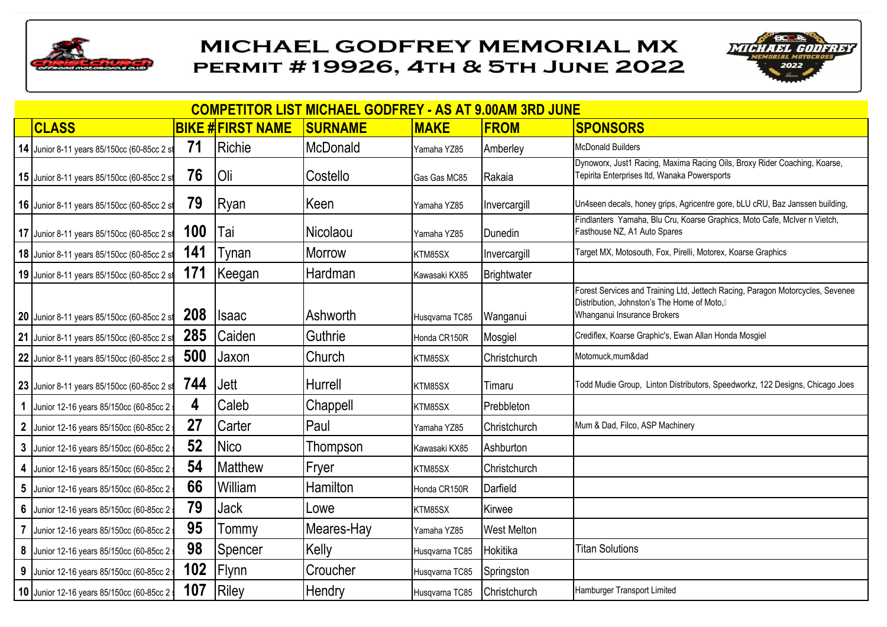# MICHAEL GODFREY MEMORIAL MX
## PERMIT #19926, 4TH & 5TH JUNE 2022

### COMPETITOR LIST MICHAEL GODFREY - AS AT 9.00AM 3RD JUNE

| | CLASS | BIKE # | FIRST NAME | SURNAME | MAKE | FROM | SPONSORS |
|---|---|---|---|---|---|---|---|
| 14 | Junior 8-11 years 85/150cc (60-85cc 2 st | 71 | Richie | McDonald | Yamaha YZ85 | Amberley | McDonald Builders |
| 15 | Junior 8-11 years 85/150cc (60-85cc 2 st | 76 | Oli | Costello | Gas Gas MC85 | Rakaia | Dynoworx, Just1 Racing, Maxima Racing Oils, Broxy Rider Coaching, Koarse, Tepirita Enterprises ltd, Wanaka Powersports |
| 16 | Junior 8-11 years 85/150cc (60-85cc 2 st | 79 | Ryan | Keen | Yamaha YZ85 | Invercargill | Un4seen decals, honey grips, Agricentre gore, bLU cRU, Baz Janssen building, |
| 17 | Junior 8-11 years 85/150cc (60-85cc 2 st | 100 | Tai | Nicolaou | Yamaha YZ85 | Dunedin | Findlanters Yamaha, Blu Cru, Koarse Graphics, Moto Cafe, McIver n Vietch, Fasthouse NZ, A1 Auto Spares |
| 18 | Junior 8-11 years 85/150cc (60-85cc 2 st | 141 | Tynan | Morrow | KTM85SX | Invercargill | Target MX, Motosouth, Fox, Pirelli, Motorex, Koarse Graphics |
| 19 | Junior 8-11 years 85/150cc (60-85cc 2 st | 171 | Keegan | Hardman | Kawasaki KX85 | Brightwater | |
| 20 | Junior 8-11 years 85/150cc (60-85cc 2 st | 208 | Isaac | Ashworth | Husqvarna TC85 | Wanganui | Forest Services and Training Ltd, Jettech Racing, Paragon Motorcycles, Sevenee Distribution, Johnston's The Home of Moto, Whanganui Insurance Brokers |
| 21 | Junior 8-11 years 85/150cc (60-85cc 2 st | 285 | Caiden | Guthrie | Honda CR150R | Mosgiel | Crediflex, Koarse Graphic's, Ewan Allan Honda Mosgiel |
| 22 | Junior 8-11 years 85/150cc (60-85cc 2 st | 500 | Jaxon | Church | KTM85SX | Christchurch | Motomuck,mum&dad |
| 23 | Junior 8-11 years 85/150cc (60-85cc 2 st | 744 | Jett | Hurrell | KTM85SX | Timaru | Todd Mudie Group, Linton Distributors, Speedworkz, 122 Designs, Chicago Joes |
| 1 | Junior 12-16 years 85/150cc (60-85cc 2 | 4 | Caleb | Chappell | KTM85SX | Prebbleton | |
| 2 | Junior 12-16 years 85/150cc (60-85cc 2 | 27 | Carter | Paul | Yamaha YZ85 | Christchurch | Mum & Dad, Filco, ASP Machinery |
| 3 | Junior 12-16 years 85/150cc (60-85cc 2 | 52 | Nico | Thompson | Kawasaki KX85 | Ashburton | |
| 4 | Junior 12-16 years 85/150cc (60-85cc 2 | 54 | Matthew | Fryer | KTM85SX | Christchurch | |
| 5 | Junior 12-16 years 85/150cc (60-85cc 2 | 66 | William | Hamilton | Honda CR150R | Darfield | |
| 6 | Junior 12-16 years 85/150cc (60-85cc 2 | 79 | Jack | Lowe | KTM85SX | Kirwee | |
| 7 | Junior 12-16 years 85/150cc (60-85cc 2 | 95 | Tommy | Meares-Hay | Yamaha YZ85 | West Melton | |
| 8 | Junior 12-16 years 85/150cc (60-85cc 2 | 98 | Spencer | Kelly | Husqvarna TC85 | Hokitika | Titan Solutions |
| 9 | Junior 12-16 years 85/150cc (60-85cc 2 | 102 | Flynn | Croucher | Husqvarna TC85 | Springston | |
| 10 | Junior 12-16 years 85/150cc (60-85cc 2 | 107 | Riley | Hendry | Husqvarna TC85 | Christchurch | Hamburger Transport Limited |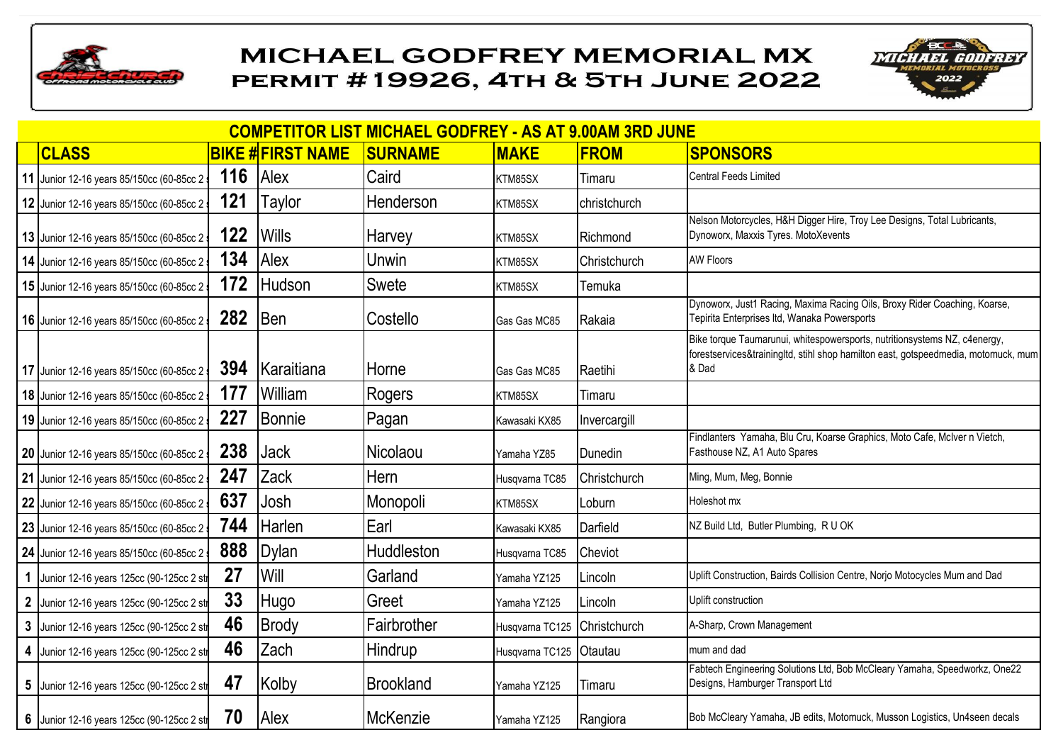# MICHAEL GODFREY MEMORIAL MX
## PERMIT #19926, 4TH & 5TH JUNE 2022

**COMPETITOR LIST MICHAEL GODFREY - AS AT 9.00AM 3RD JUNE**

| | CLASS | BIKE # | FIRST NAME | SURNAME | MAKE | FROM | SPONSORS |
|---|---|---|---|---|---|---|---|
| 11 | Junior 12-16 years 85/150cc (60-85cc 2 | 116 | Alex | Caird | KTM85SX | Timaru | Central Feeds Limited |
| 12 | Junior 12-16 years 85/150cc (60-85cc 2 | 121 | Taylor | Henderson | KTM85SX | christchurch | |
| 13 | Junior 12-16 years 85/150cc (60-85cc 2 | 122 | Wills | Harvey | KTM85SX | Richmond | Nelson Motorcycles, H&H Digger Hire, Troy Lee Designs, Total Lubricants, Dynoworx, Maxxis Tyres. MotoXevents |
| 14 | Junior 12-16 years 85/150cc (60-85cc 2 | 134 | Alex | Unwin | KTM85SX | Christchurch | AW Floors |
| 15 | Junior 12-16 years 85/150cc (60-85cc 2 | 172 | Hudson | Swete | KTM85SX | Temuka | |
| 16 | Junior 12-16 years 85/150cc (60-85cc 2 | 282 | Ben | Costello | Gas Gas MC85 | Rakaia | Dynoworx, Just1 Racing, Maxima Racing Oils, Broxy Rider Coaching, Koarse, Tepirita Enterprises ltd, Wanaka Powersports |
| 17 | Junior 12-16 years 85/150cc (60-85cc 2 | 394 | Karaitiana | Horne | Gas Gas MC85 | Raetihi | Bike torque Taumarunui, whitespowersports, nutritionsystems NZ, c4energy, forestservices&trainingltd, stihl shop hamilton east, gotspeedmedia, motomuck, mum & Dad |
| 18 | Junior 12-16 years 85/150cc (60-85cc 2 | 177 | William | Rogers | KTM85SX | Timaru | |
| 19 | Junior 12-16 years 85/150cc (60-85cc 2 | 227 | Bonnie | Pagan | Kawasaki KX85 | Invercargill | |
| 20 | Junior 12-16 years 85/150cc (60-85cc 2 | 238 | Jack | Nicolaou | Yamaha YZ85 | Dunedin | Findlanters Yamaha, Blu Cru, Koarse Graphics, Moto Cafe, McIver n Vietch, Fasthouse NZ, A1 Auto Spares |
| 21 | Junior 12-16 years 85/150cc (60-85cc 2 | 247 | Zack | Hern | Husqvarna TC85 | Christchurch | Ming, Mum, Meg, Bonnie |
| 22 | Junior 12-16 years 85/150cc (60-85cc 2 | 637 | Josh | Monopoli | KTM85SX | Loburn | Holeshot mx |
| 23 | Junior 12-16 years 85/150cc (60-85cc 2 | 744 | Harlen | Earl | Kawasaki KX85 | Darfield | NZ Build Ltd, Butler Plumbing, R U OK |
| 24 | Junior 12-16 years 85/150cc (60-85cc 2 | 888 | Dylan | Huddleston | Husqvarna TC85 | Cheviot | |
| 1 | Junior 12-16 years 125cc (90-125cc 2 st | 27 | Will | Garland | Yamaha YZ125 | Lincoln | Uplift Construction, Bairds Collision Centre, Norjo Motocycles Mum and Dad |
| 2 | Junior 12-16 years 125cc (90-125cc 2 st | 33 | Hugo | Greet | Yamaha YZ125 | Lincoln | Uplift construction |
| 3 | Junior 12-16 years 125cc (90-125cc 2 st | 46 | Brody | Fairbrother | Husqvarna TC125 | Christchurch | A-Sharp, Crown Management |
| 4 | Junior 12-16 years 125cc (90-125cc 2 st | 46 | Zach | Hindrup | Husqvarna TC125 | Otautau | mum and dad |
| 5 | Junior 12-16 years 125cc (90-125cc 2 st | 47 | Kolby | Brookland | Yamaha YZ125 | Timaru | Fabtech Engineering Solutions Ltd, Bob McCleary Yamaha, Speedworkz, One22 Designs, Hamburger Transport Ltd |
| 6 | Junior 12-16 years 125cc (90-125cc 2 st | 70 | Alex | McKenzie | Yamaha YZ125 | Rangiora | Bob McCleary Yamaha, JB edits, Motomuck, Musson Logistics, Un4seen decals |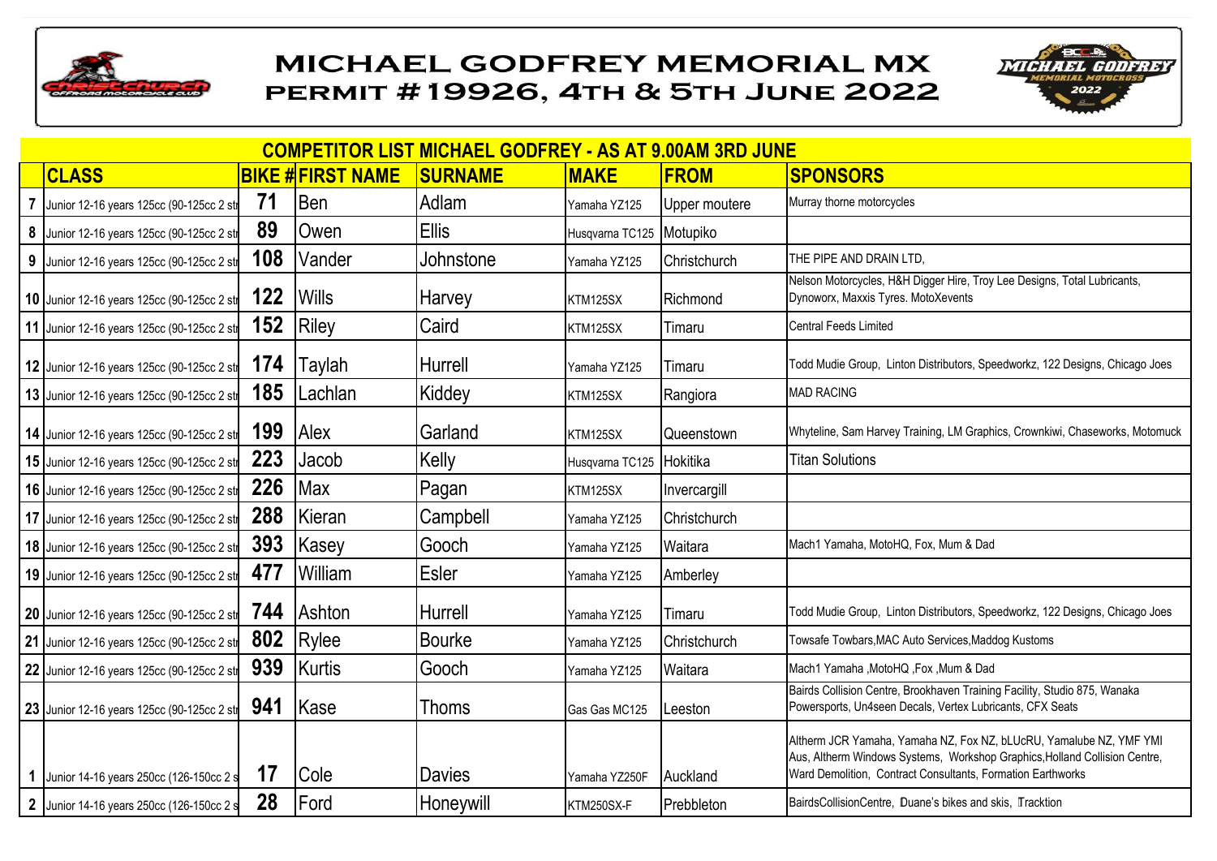# MICHAEL GODFREY MEMORIAL MX
## PERMIT #19926, 4TH & 5TH JUNE 2022

**COMPETITOR LIST MICHAEL GODFREY - AS AT 9.00AM 3RD JUNE**

| | CLASS | BIKE # | FIRST NAME | SURNAME | MAKE | FROM | SPONSORS |
|---|---|---|---|---|---|---|---|
| 7 | Junior 12-16 years 125cc (90-125cc 2 str | 71 | Ben | Adlam | Yamaha YZ125 | Upper moutere | Murray thorne motorcycles |
| 8 | Junior 12-16 years 125cc (90-125cc 2 str | 89 | Owen | Ellis | Husqvarna TC125 | Motupiko | |
| 9 | Junior 12-16 years 125cc (90-125cc 2 str | 108 | Vander | Johnstone | Yamaha YZ125 | Christchurch | THE PIPE AND DRAIN LTD, |
| 10 | Junior 12-16 years 125cc (90-125cc 2 str | 122 | Wills | Harvey | KTM125SX | Richmond | Nelson Motorcycles, H&H Digger Hire, Troy Lee Designs, Total Lubricants, Dynoworx, Maxxis Tyres. MotoXevents |
| 11 | Junior 12-16 years 125cc (90-125cc 2 str | 152 | Riley | Caird | KTM125SX | Timaru | Central Feeds Limited |
| 12 | Junior 12-16 years 125cc (90-125cc 2 str | 174 | Taylah | Hurrell | Yamaha YZ125 | Timaru | Todd Mudie Group, Linton Distributors, Speedworkz, 122 Designs, Chicago Joes |
| 13 | Junior 12-16 years 125cc (90-125cc 2 str | 185 | Lachlan | Kiddey | KTM125SX | Rangiora | MAD RACING |
| 14 | Junior 12-16 years 125cc (90-125cc 2 str | 199 | Alex | Garland | KTM125SX | Queenstown | Whyteline, Sam Harvey Training, LM Graphics, Crownkiwi, Chaseworks, Motomuck |
| 15 | Junior 12-16 years 125cc (90-125cc 2 str | 223 | Jacob | Kelly | Husqvarna TC125 | Hokitika | Titan Solutions |
| 16 | Junior 12-16 years 125cc (90-125cc 2 str | 226 | Max | Pagan | KTM125SX | Invercargill | |
| 17 | Junior 12-16 years 125cc (90-125cc 2 str | 288 | Kieran | Campbell | Yamaha YZ125 | Christchurch | |
| 18 | Junior 12-16 years 125cc (90-125cc 2 str | 393 | Kasey | Gooch | Yamaha YZ125 | Waitara | Mach1 Yamaha, MotoHQ, Fox, Mum & Dad |
| 19 | Junior 12-16 years 125cc (90-125cc 2 str | 477 | William | Esler | Yamaha YZ125 | Amberley | |
| 20 | Junior 12-16 years 125cc (90-125cc 2 str | 744 | Ashton | Hurrell | Yamaha YZ125 | Timaru | Todd Mudie Group, Linton Distributors, Speedworkz, 122 Designs, Chicago Joes |
| 21 | Junior 12-16 years 125cc (90-125cc 2 str | 802 | Rylee | Bourke | Yamaha YZ125 | Christchurch | Towsafe Towbars,MAC Auto Services,Maddog Kustoms |
| 22 | Junior 12-16 years 125cc (90-125cc 2 str | 939 | Kurtis | Gooch | Yamaha YZ125 | Waitara | Mach1 Yamaha ,MotoHQ ,Fox ,Mum & Dad |
| 23 | Junior 12-16 years 125cc (90-125cc 2 str | 941 | Kase | Thoms | Gas Gas MC125 | Leeston | Bairds Collision Centre, Brookhaven Training Facility, Studio 875, Wanaka Powersports, Un4seen Decals, Vertex Lubricants, CFX Seats |
| 1 | Junior 14-16 years 250cc (126-150cc 2 s | 17 | Cole | Davies | Yamaha YZ250F | Auckland | Altherm JCR Yamaha, Yamaha NZ, Fox NZ, bLUcRU, Yamalube NZ, YMF YMI Aus, Altherm Windows Systems, Workshop Graphics,Holland Collision Centre, Ward Demolition, Contract Consultants, Formation Earthworks |
| 2 | Junior 14-16 years 250cc (126-150cc 2 s | 28 | Ford | Honeywill | KTM250SX-F | Prebbleton | BairdsCollisionCentre, Duane's bikes and skis, Tracktion |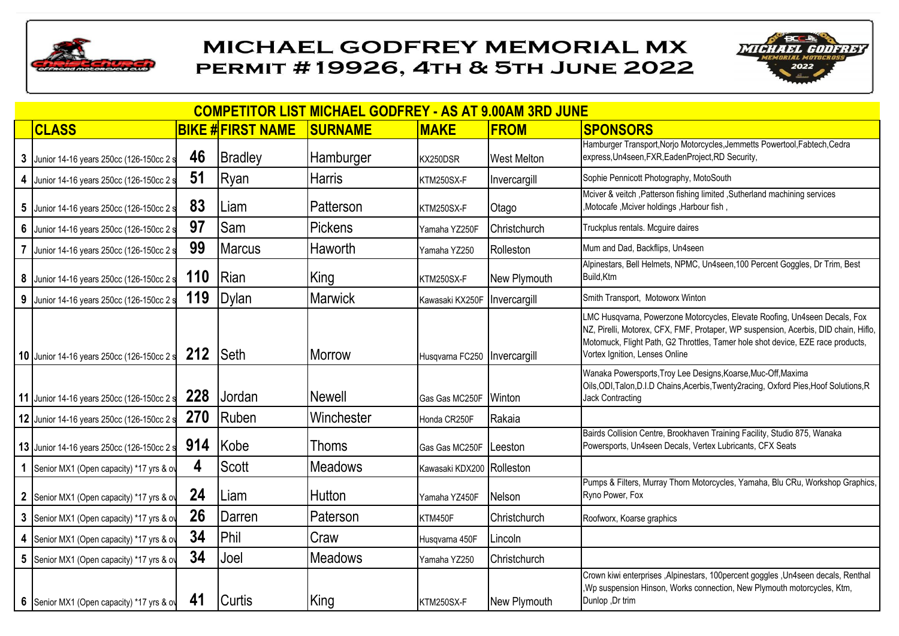# MICHAEL GODFREY MEMORIAL MX
## PERMIT #19926, 4TH & 5TH JUNE 2022

**COMPETITOR LIST MICHAEL GODFREY - AS AT 9.00AM 3RD JUNE**

| | CLASS | BIKE # | FIRST NAME | SURNAME | MAKE | FROM | SPONSORS |
|---|---|---|---|---|---|---|---|
| 3 | Junior 14-16 years 250cc (126-150cc 2 s | 46 | Bradley | Hamburger | KX250DSR | West Melton | Hamburger Transport,Norjo Motorcycles,Jemmetts Powertool,Fabtech,Cedra express,Un4seen,FXR,EadenProject,RD Security, |
| 4 | Junior 14-16 years 250cc (126-150cc 2 s | 51 | Ryan | Harris | KTM250SX-F | Invercargill | Sophie Pennicott Photography, MotoSouth |
| 5 | Junior 14-16 years 250cc (126-150cc 2 s | 83 | Liam | Patterson | KTM250SX-F | Otago | Mciver & veitch ,Patterson fishing limited ,Sutherland machining services ,Motocafe ,Mciver holdings ,Harbour fish , |
| 6 | Junior 14-16 years 250cc (126-150cc 2 s | 97 | Sam | Pickens | Yamaha YZ250F | Christchurch | Truckplus rentals. Mcguire daires |
| 7 | Junior 14-16 years 250cc (126-150cc 2 s | 99 | Marcus | Haworth | Yamaha YZ250 | Rolleston | Mum and Dad, Backflips, Un4seen |
| 8 | Junior 14-16 years 250cc (126-150cc 2 s | 110 | Rian | King | KTM250SX-F | New Plymouth | Alpinestars, Bell Helmets, NPMC, Un4seen,100 Percent Goggles, Dr Trim, Best Build,Ktm |
| 9 | Junior 14-16 years 250cc (126-150cc 2 s | 119 | Dylan | Marwick | Kawasaki KX250F | Invercargill | Smith Transport, Motoworx Winton |
| 10 | Junior 14-16 years 250cc (126-150cc 2 s | 212 | Seth | Morrow | Husqvarna FC250 | Invercargill | LMC Husqvarna, Powerzone Motorcycles, Elevate Roofing, Un4seen Decals, Fox NZ, Pirelli, Motorex, CFX, FMF, Protaper, WP suspension, Acerbis, DID chain, Hiflo, Motomuck, Flight Path, G2 Throttles, Tamer hole shot device, EZE race products, Vortex Ignition, Lenses Online |
| 11 | Junior 14-16 years 250cc (126-150cc 2 s | 228 | Jordan | Newell | Gas Gas MC250F | Winton | Wanaka Powersports,Troy Lee Designs,Koarse,Muc-Off,Maxima Oils,ODI,Talon,D.I.D Chains,Acerbis,Twenty2racing, Oxford Pies,Hoof Solutions,R Jack Contracting |
| 12 | Junior 14-16 years 250cc (126-150cc 2 s | 270 | Ruben | Winchester | Honda CR250F | Rakaia | |
| 13 | Junior 14-16 years 250cc (126-150cc 2 s | 914 | Kobe | Thoms | Gas Gas MC250F | Leeston | Bairds Collision Centre, Brookhaven Training Facility, Studio 875, Wanaka Powersports, Un4seen Decals, Vertex Lubricants, CFX Seats |
| 1 | Senior MX1 (Open capacity) *17 yrs & ov | 4 | Scott | Meadows | Kawasaki KDX200 | Rolleston | |
| 2 | Senior MX1 (Open capacity) *17 yrs & ov | 24 | Liam | Hutton | Yamaha YZ450F | Nelson | Pumps & Filters, Murray Thorn Motorcycles, Yamaha, Blu CRu, Workshop Graphics, Ryno Power, Fox |
| 3 | Senior MX1 (Open capacity) *17 yrs & ov | 26 | Darren | Paterson | KTM450F | Christchurch | Roofworx, Koarse graphics |
| 4 | Senior MX1 (Open capacity) *17 yrs & ov | 34 | Phil | Craw | Husqvarna 450F | Lincoln | |
| 5 | Senior MX1 (Open capacity) *17 yrs & ov | 34 | Joel | Meadows | Yamaha YZ250 | Christchurch | |
| 6 | Senior MX1 (Open capacity) *17 yrs & ov | 41 | Curtis | King | KTM250SX-F | New Plymouth | Crown kiwi enterprises ,Alpinestars, 100percent goggles ,Un4seen decals, Renthal ,Wp suspension Hinson, Works connection, New Plymouth motorcycles, Ktm, Dunlop ,Dr trim |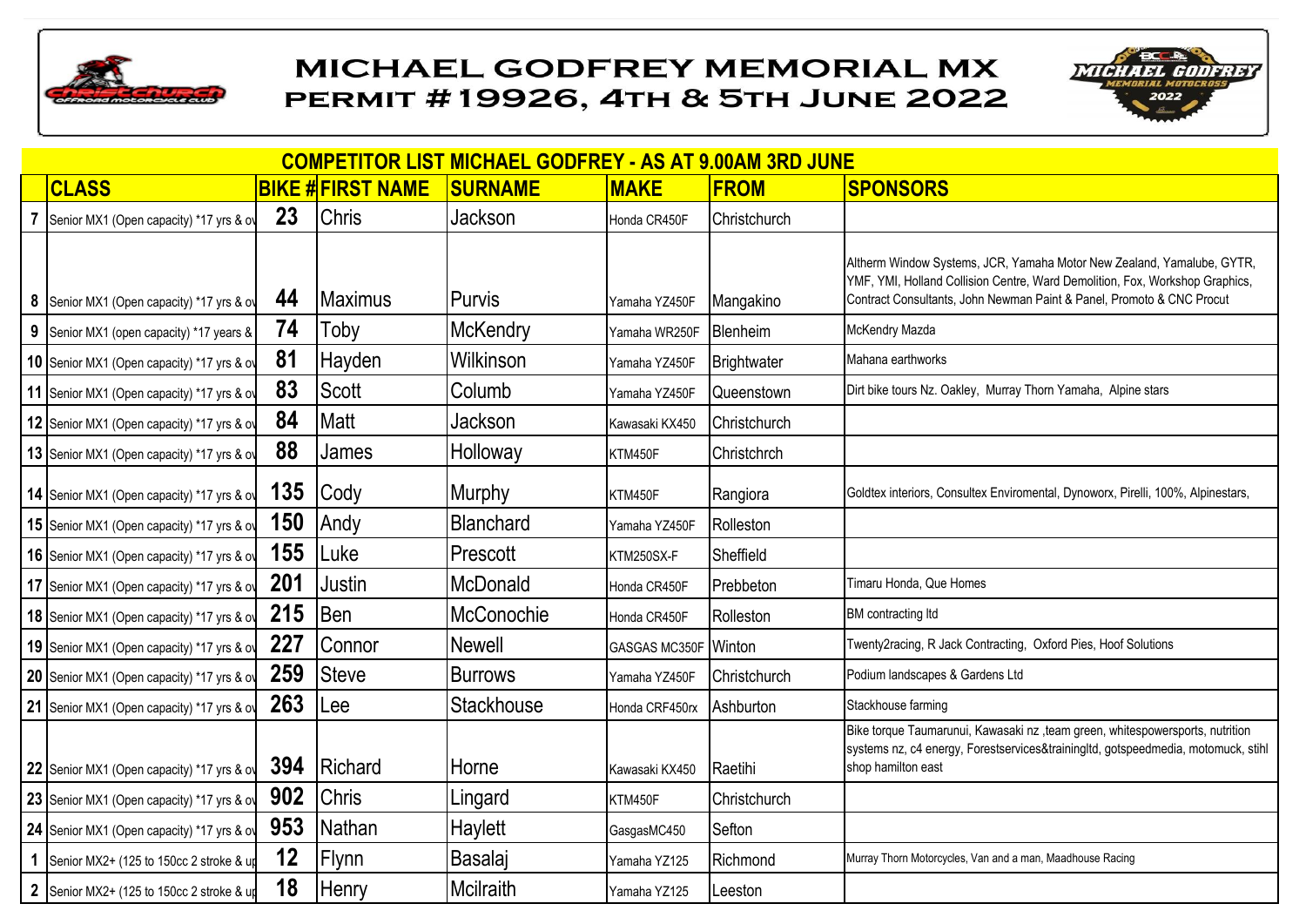# MICHAEL GODFREY MEMORIAL MX

## PERMIT #19926, 4TH & 5TH JUNE 2022

### COMPETITOR LIST MICHAEL GODFREY - AS AT 9.00AM 3RD JUNE

| | CLASS | BIKE # | FIRST NAME | SURNAME | MAKE | FROM | SPONSORS |
|---|---|---|---|---|---|---|---|
| 7 | Senior MX1 (Open capacity) *17 yrs & ov | 23 | Chris | Jackson | Honda CR450F | Christchurch | |
| 8 | Senior MX1 (Open capacity) *17 yrs & ov | 44 | Maximus | Purvis | Yamaha YZ450F | Mangakino | Altherm Window Systems, JCR, Yamaha Motor New Zealand, Yamalube, GYTR, YMF, YMI, Holland Collision Centre, Ward Demolition, Fox, Workshop Graphics, Contract Consultants, John Newman Paint & Panel, Promoto & CNC Procut |
| 9 | Senior MX1 (open capacity) *17 years & | 74 | Toby | McKendry | Yamaha WR250F | Blenheim | McKendry Mazda |
| 10 | Senior MX1 (Open capacity) *17 yrs & ov | 81 | Hayden | Wilkinson | Yamaha YZ450F | Brightwater | Mahana earthworks |
| 11 | Senior MX1 (Open capacity) *17 yrs & ov | 83 | Scott | Columb | Yamaha YZ450F | Queenstown | Dirt bike tours Nz. Oakley, Murray Thorn Yamaha, Alpine stars |
| 12 | Senior MX1 (Open capacity) *17 yrs & ov | 84 | Matt | Jackson | Kawasaki KX450 | Christchurch | |
| 13 | Senior MX1 (Open capacity) *17 yrs & ov | 88 | James | Holloway | KTM450F | Christchrch | |
| 14 | Senior MX1 (Open capacity) *17 yrs & ov | 135 | Cody | Murphy | KTM450F | Rangiora | Goldtex interiors, Consultex Enviromental, Dynoworx, Pirelli, 100%, Alpinestars, |
| 15 | Senior MX1 (Open capacity) *17 yrs & ov | 150 | Andy | Blanchard | Yamaha YZ450F | Rolleston | |
| 16 | Senior MX1 (Open capacity) *17 yrs & ov | 155 | Luke | Prescott | KTM250SX-F | Sheffield | |
| 17 | Senior MX1 (Open capacity) *17 yrs & ov | 201 | Justin | McDonald | Honda CR450F | Prebbeton | Timaru Honda, Que Homes |
| 18 | Senior MX1 (Open capacity) *17 yrs & ov | 215 | Ben | McConochie | Honda CR450F | Rolleston | BM contracting ltd |
| 19 | Senior MX1 (Open capacity) *17 yrs & ov | 227 | Connor | Newell | GASGAS MC350F | Winton | Twenty2racing, R Jack Contracting, Oxford Pies, Hoof Solutions |
| 20 | Senior MX1 (Open capacity) *17 yrs & ov | 259 | Steve | Burrows | Yamaha YZ450F | Christchurch | Podium landscapes & Gardens Ltd |
| 21 | Senior MX1 (Open capacity) *17 yrs & ov | 263 | Lee | Stackhouse | Honda CRF450rx | Ashburton | Stackhouse farming |
| 22 | Senior MX1 (Open capacity) *17 yrs & ov | 394 | Richard | Horne | Kawasaki KX450 | Raetihi | Bike torque Taumarunui, Kawasaki nz ,team green, whitespowersports, nutrition systems nz, c4 energy, Forestservices&trainingltd, gotspeedmedia, motomuck, stihl shop hamilton east |
| 23 | Senior MX1 (Open capacity) *17 yrs & ov | 902 | Chris | Lingard | KTM450F | Christchurch | |
| 24 | Senior MX1 (Open capacity) *17 yrs & ov | 953 | Nathan | Haylett | GasgasMC450 | Sefton | |
| 1 | Senior MX2+ (125 to 150cc 2 stroke & up | 12 | Flynn | Basalaj | Yamaha YZ125 | Richmond | Murray Thorn Motorcycles, Van and a man, Maadhouse Racing |
| 2 | Senior MX2+ (125 to 150cc 2 stroke & up | 18 | Henry | Mcilraith | Yamaha YZ125 | Leeston | |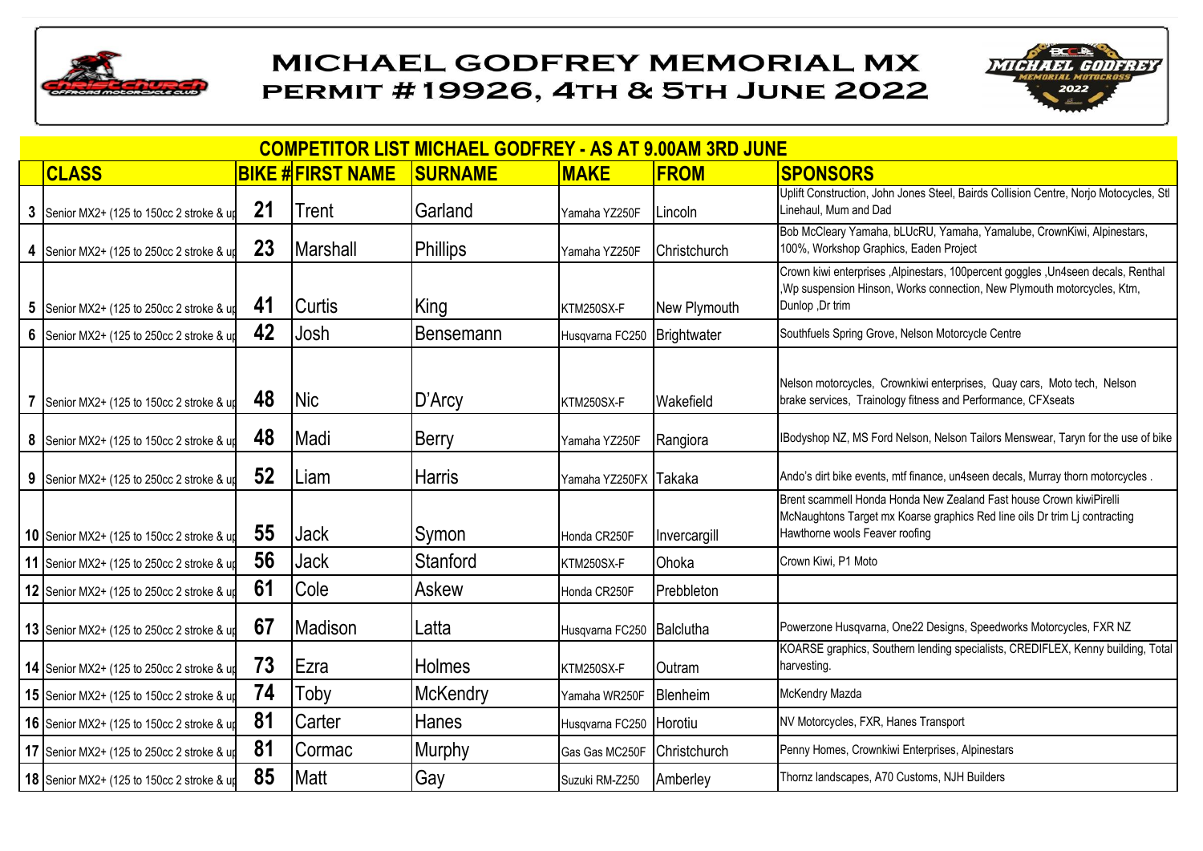# MICHAEL GODFREY MEMORIAL MX
## PERMIT #19926, 4TH & 5TH JUNE 2022

**COMPETITOR LIST MICHAEL GODFREY - AS AT 9.00AM 3RD JUNE**

| | CLASS | BIKE # | FIRST NAME | SURNAME | MAKE | FROM | SPONSORS |
|---|---|---|---|---|---|---|---|
| 3 | Senior MX2+ (125 to 150cc 2 stroke & up | 21 | Trent | Garland | Yamaha YZ250F | Lincoln | Uplift Construction, John Jones Steel, Bairds Collision Centre, Norjo Motocycles, Stl Linehaul, Mum and Dad |
| 4 | Senior MX2+ (125 to 250cc 2 stroke & up | 23 | Marshall | Phillips | Yamaha YZ250F | Christchurch | Bob McCleary Yamaha, bLUcRU, Yamaha, Yamalube, CrownKiwi, Alpinestars, 100%, Workshop Graphics, Eaden Project |
| 5 | Senior MX2+ (125 to 250cc 2 stroke & up | 41 | Curtis | King | KTM250SX-F | New Plymouth | Crown kiwi enterprises ,Alpinestars, 100percent goggles ,Un4seen decals, Renthal ,Wp suspension Hinson, Works connection, New Plymouth motorcycles, Ktm, Dunlop ,Dr trim |
| 6 | Senior MX2+ (125 to 250cc 2 stroke & up | 42 | Josh | Bensemann | Husqvarna FC250 | Brightwater | Southfuels Spring Grove, Nelson Motorcycle Centre |
| 7 | Senior MX2+ (125 to 150cc 2 stroke & up | 48 | Nic | D'Arcy | KTM250SX-F | Wakefield | Nelson motorcycles, Crownkiwi enterprises, Quay cars, Moto tech, Nelson brake services, Trainology fitness and Performance, CFXseats |
| 8 | Senior MX2+ (125 to 150cc 2 stroke & up | 48 | Madi | Berry | Yamaha YZ250F | Rangiora | IBodyshop NZ, MS Ford Nelson, Nelson Tailors Menswear, Taryn for the use of bike |
| 9 | Senior MX2+ (125 to 250cc 2 stroke & up | 52 | Liam | Harris | Yamaha YZ250FX | Takaka | Ando's dirt bike events, mtf finance, un4seen decals, Murray thorn motorcycles . |
| 10 | Senior MX2+ (125 to 150cc 2 stroke & up | 55 | Jack | Symon | Honda CR250F | Invercargill | Brent scammell Honda Honda New Zealand Fast house Crown kiwiPirelli McNaughtons Target mx Koarse graphics Red line oils Dr trim Lj contracting Hawthorne wools Feaver roofing |
| 11 | Senior MX2+ (125 to 250cc 2 stroke & up | 56 | Jack | Stanford | KTM250SX-F | Ohoka | Crown Kiwi, P1 Moto |
| 12 | Senior MX2+ (125 to 250cc 2 stroke & up | 61 | Cole | Askew | Honda CR250F | Prebbleton | |
| 13 | Senior MX2+ (125 to 250cc 2 stroke & up | 67 | Madison | Latta | Husqvarna FC250 | Balclutha | Powerzone Husqvarna, One22 Designs, Speedworks Motorcycles, FXR NZ |
| 14 | Senior MX2+ (125 to 250cc 2 stroke & up | 73 | Ezra | Holmes | KTM250SX-F | Outram | KOARSE graphics, Southern lending specialists, CREDIFLEX, Kenny building, Total harvesting. |
| 15 | Senior MX2+ (125 to 150cc 2 stroke & up | 74 | Toby | McKendry | Yamaha WR250F | Blenheim | McKendry Mazda |
| 16 | Senior MX2+ (125 to 150cc 2 stroke & up | 81 | Carter | Hanes | Husqvarna FC250 | Horotiu | NV Motorcycles, FXR, Hanes Transport |
| 17 | Senior MX2+ (125 to 250cc 2 stroke & up | 81 | Cormac | Murphy | Gas Gas MC250F | Christchurch | Penny Homes, Crownkiwi Enterprises, Alpinestars |
| 18 | Senior MX2+ (125 to 150cc 2 stroke & up | 85 | Matt | Gay | Suzuki RM-Z250 | Amberley | Thornz landscapes, A70 Customs, NJH Builders |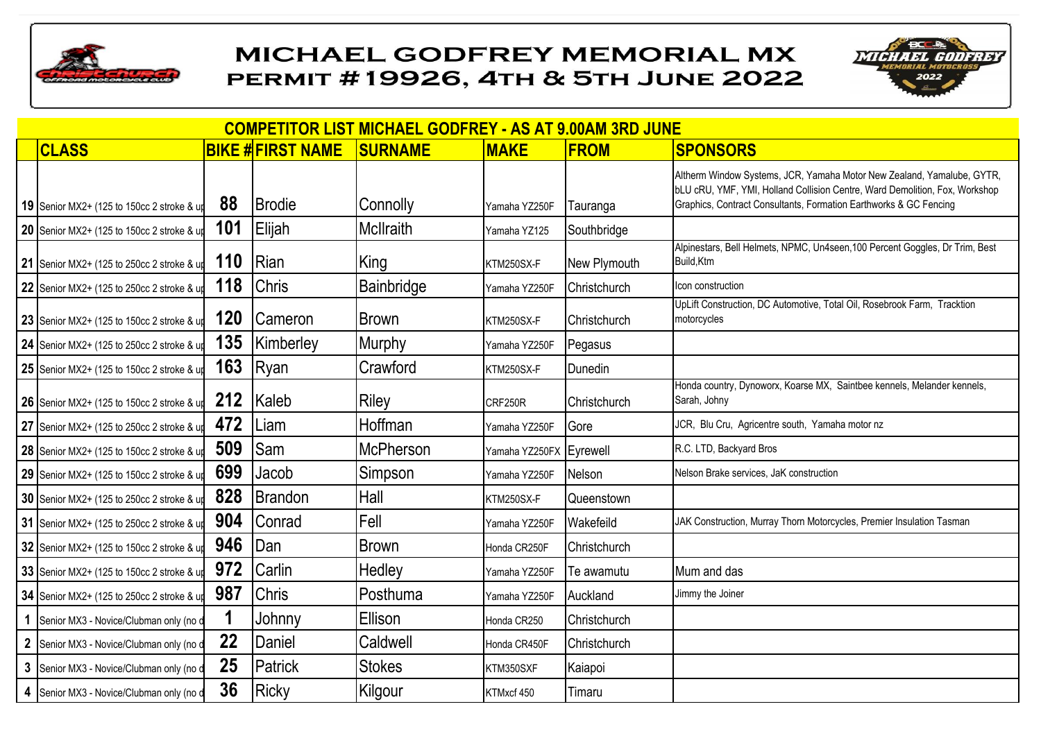# MICHAEL GODFREY MEMORIAL MX

## PERMIT #19926, 4TH & 5TH JUNE 2022

### COMPETITOR LIST MICHAEL GODFREY - AS AT 9.00AM 3RD JUNE

| | CLASS | BIKE # | FIRST NAME | SURNAME | MAKE | FROM | SPONSORS |
|---|---|---|---|---|---|---|---|
| 19 | Senior MX2+ (125 to 150cc 2 stroke & up | 88 | Brodie | Connolly | Yamaha YZ250F | Tauranga | Altherm Window Systems, JCR, Yamaha Motor New Zealand, Yamalube, GYTR, bLU cRU, YMF, YMI, Holland Collision Centre, Ward Demolition, Fox, Workshop Graphics, Contract Consultants, Formation Earthworks & GC Fencing |
| 20 | Senior MX2+ (125 to 150cc 2 stroke & up | 101 | Elijah | McIlraith | Yamaha YZ125 | Southbridge | |
| 21 | Senior MX2+ (125 to 250cc 2 stroke & up | 110 | Rian | King | KTM250SX-F | New Plymouth | Alpinestars, Bell Helmets, NPMC, Un4seen,100 Percent Goggles, Dr Trim, Best Build,Ktm |
| 22 | Senior MX2+ (125 to 250cc 2 stroke & up | 118 | Chris | Bainbridge | Yamaha YZ250F | Christchurch | Icon construction |
| 23 | Senior MX2+ (125 to 150cc 2 stroke & up | 120 | Cameron | Brown | KTM250SX-F | Christchurch | UpLift Construction, DC Automotive, Total Oil, Rosebrook Farm, Tracktion motorcycles |
| 24 | Senior MX2+ (125 to 250cc 2 stroke & up | 135 | Kimberley | Murphy | Yamaha YZ250F | Pegasus | |
| 25 | Senior MX2+ (125 to 150cc 2 stroke & up | 163 | Ryan | Crawford | KTM250SX-F | Dunedin | |
| 26 | Senior MX2+ (125 to 150cc 2 stroke & up | 212 | Kaleb | Riley | CRF250R | Christchurch | Honda country, Dynoworx, Koarse MX, Saintbee kennels, Melander kennels, Sarah, Johny |
| 27 | Senior MX2+ (125 to 250cc 2 stroke & up | 472 | Liam | Hoffman | Yamaha YZ250F | Gore | JCR, Blu Cru, Agricentre south, Yamaha motor nz |
| 28 | Senior MX2+ (125 to 150cc 2 stroke & up | 509 | Sam | McPherson | Yamaha YZ250FX | Eyrewell | R.C. LTD, Backyard Bros |
| 29 | Senior MX2+ (125 to 150cc 2 stroke & up | 699 | Jacob | Simpson | Yamaha YZ250F | Nelson | Nelson Brake services, JaK construction |
| 30 | Senior MX2+ (125 to 250cc 2 stroke & up | 828 | Brandon | Hall | KTM250SX-F | Queenstown | |
| 31 | Senior MX2+ (125 to 250cc 2 stroke & up | 904 | Conrad | Fell | Yamaha YZ250F | Wakefeild | JAK Construction, Murray Thorn Motorcycles, Premier Insulation Tasman |
| 32 | Senior MX2+ (125 to 150cc 2 stroke & up | 946 | Dan | Brown | Honda CR250F | Christchurch | |
| 33 | Senior MX2+ (125 to 150cc 2 stroke & up | 972 | Carlin | Hedley | Yamaha YZ250F | Te awamutu | Mum and das |
| 34 | Senior MX2+ (125 to 250cc 2 stroke & up | 987 | Chris | Posthuma | Yamaha YZ250F | Auckland | Jimmy the Joiner |
| 1 | Senior MX3 - Novice/Clubman only (no d | 1 | Johnny | Ellison | Honda CR250 | Christchurch | |
| 2 | Senior MX3 - Novice/Clubman only (no d | 22 | Daniel | Caldwell | Honda CR450F | Christchurch | |
| 3 | Senior MX3 - Novice/Clubman only (no d | 25 | Patrick | Stokes | KTM350SXF | Kaiapoi | |
| 4 | Senior MX3 - Novice/Clubman only (no d | 36 | Ricky | Kilgour | KTMxcf 450 | Timaru | |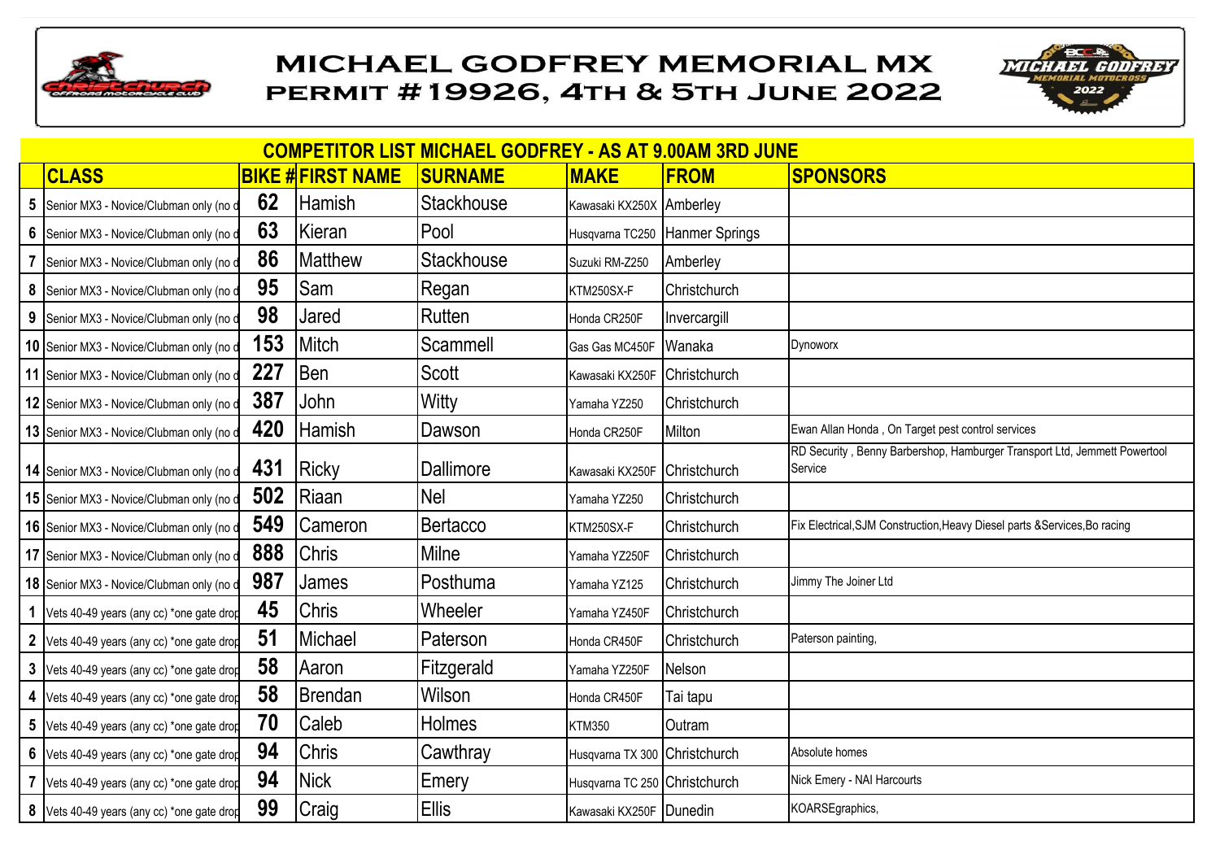# MICHAEL GODFREY MEMORIAL MX
## PERMIT #19926, 4TH & 5TH JUNE 2022

**COMPETITOR LIST MICHAEL GODFREY - AS AT 9.00AM 3RD JUNE**

| | CLASS | BIKE # | FIRST NAME | SURNAME | MAKE | FROM | SPONSORS |
|---|---|---|---|---|---|---|---|
| 5 | Senior MX3 - Novice/Clubman only (no d | 62 | Hamish | Stackhouse | Kawasaki KX250X | Amberley | |
| 6 | Senior MX3 - Novice/Clubman only (no d | 63 | Kieran | Pool | Husqvarna TC250 | Hanmer Springs | |
| 7 | Senior MX3 - Novice/Clubman only (no d | 86 | Matthew | Stackhouse | Suzuki RM-Z250 | Amberley | |
| 8 | Senior MX3 - Novice/Clubman only (no d | 95 | Sam | Regan | KTM250SX-F | Christchurch | |
| 9 | Senior MX3 - Novice/Clubman only (no d | 98 | Jared | Rutten | Honda CR250F | Invercargill | |
| 10 | Senior MX3 - Novice/Clubman only (no d | 153 | Mitch | Scammell | Gas Gas MC450F | Wanaka | Dynoworx |
| 11 | Senior MX3 - Novice/Clubman only (no d | 227 | Ben | Scott | Kawasaki KX250F | Christchurch | |
| 12 | Senior MX3 - Novice/Clubman only (no d | 387 | John | Witty | Yamaha YZ250 | Christchurch | |
| 13 | Senior MX3 - Novice/Clubman only (no d | 420 | Hamish | Dawson | Honda CR250F | Milton | Ewan Allan Honda , On Target pest control services |
| 14 | Senior MX3 - Novice/Clubman only (no d | 431 | Ricky | Dallimore | Kawasaki KX250F | Christchurch | RD Security , Benny Barbershop, Hamburger Transport Ltd, Jemmett Powertool Service |
| 15 | Senior MX3 - Novice/Clubman only (no d | 502 | Riaan | Nel | Yamaha YZ250 | Christchurch | |
| 16 | Senior MX3 - Novice/Clubman only (no d | 549 | Cameron | Bertacco | KTM250SX-F | Christchurch | Fix Electrical,SJM Construction,Heavy Diesel parts &Services,Bo racing |
| 17 | Senior MX3 - Novice/Clubman only (no d | 888 | Chris | Milne | Yamaha YZ250F | Christchurch | |
| 18 | Senior MX3 - Novice/Clubman only (no d | 987 | James | Posthuma | Yamaha YZ125 | Christchurch | Jimmy The Joiner Ltd |
| 1 | Vets 40-49 years (any cc) *one gate drop | 45 | Chris | Wheeler | Yamaha YZ450F | Christchurch | |
| 2 | Vets 40-49 years (any cc) *one gate drop | 51 | Michael | Paterson | Honda CR450F | Christchurch | Paterson painting, |
| 3 | Vets 40-49 years (any cc) *one gate drop | 58 | Aaron | Fitzgerald | Yamaha YZ250F | Nelson | |
| 4 | Vets 40-49 years (any cc) *one gate drop | 58 | Brendan | Wilson | Honda CR450F | Tai tapu | |
| 5 | Vets 40-49 years (any cc) *one gate drop | 70 | Caleb | Holmes | KTM350 | Outram | |
| 6 | Vets 40-49 years (any cc) *one gate drop | 94 | Chris | Cawthray | Husqvarna TX 300 | Christchurch | Absolute homes |
| 7 | Vets 40-49 years (any cc) *one gate drop | 94 | Nick | Emery | Husqvarna TC 250 | Christchurch | Nick Emery - NAI Harcourts |
| 8 | Vets 40-49 years (any cc) *one gate drop | 99 | Craig | Ellis | Kawasaki KX250F | Dunedin | KOARSEgraphics, |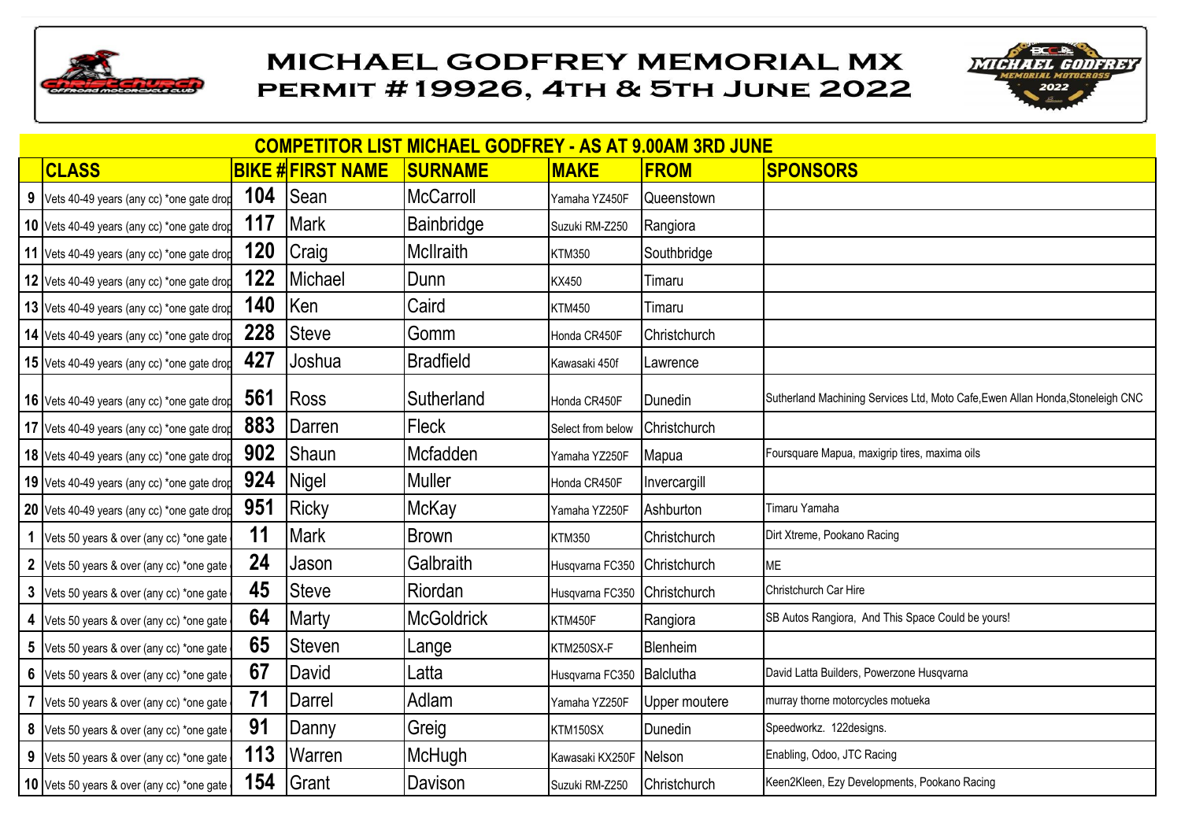# MICHAEL GODFREY MEMORIAL MX

## PERMIT #19926, 4TH & 5TH JUNE 2022

**COMPETITOR LIST MICHAEL GODFREY - AS AT 9.00AM 3RD JUNE**

| | CLASS | BIKE # | FIRST NAME | SURNAME | MAKE | FROM | SPONSORS |
|---|---|---|---|---|---|---|---|
| 9 | Vets 40-49 years (any cc) *one gate drop | 104 | Sean | McCarroll | Yamaha YZ450F | Queenstown | |
| 10 | Vets 40-49 years (any cc) *one gate drop | 117 | Mark | Bainbridge | Suzuki RM-Z250 | Rangiora | |
| 11 | Vets 40-49 years (any cc) *one gate drop | 120 | Craig | McIlraith | KTM350 | Southbridge | |
| 12 | Vets 40-49 years (any cc) *one gate drop | 122 | Michael | Dunn | KX450 | Timaru | |
| 13 | Vets 40-49 years (any cc) *one gate drop | 140 | Ken | Caird | KTM450 | Timaru | |
| 14 | Vets 40-49 years (any cc) *one gate drop | 228 | Steve | Gomm | Honda CR450F | Christchurch | |
| 15 | Vets 40-49 years (any cc) *one gate drop | 427 | Joshua | Bradfield | Kawasaki 450f | Lawrence | |
| 16 | Vets 40-49 years (any cc) *one gate drop | 561 | Ross | Sutherland | Honda CR450F | Dunedin | Sutherland Machining Services Ltd, Moto Cafe,Ewen Allan Honda,Stoneleigh CNC |
| 17 | Vets 40-49 years (any cc) *one gate drop | 883 | Darren | Fleck | Select from below | Christchurch | |
| 18 | Vets 40-49 years (any cc) *one gate drop | 902 | Shaun | Mcfadden | Yamaha YZ250F | Mapua | Foursquare Mapua, maxigrip tires, maxima oils |
| 19 | Vets 40-49 years (any cc) *one gate drop | 924 | Nigel | Muller | Honda CR450F | Invercargill | |
| 20 | Vets 40-49 years (any cc) *one gate drop | 951 | Ricky | McKay | Yamaha YZ250F | Ashburton | Timaru Yamaha |
| 1 | Vets 50 years & over (any cc) *one gate | 11 | Mark | Brown | KTM350 | Christchurch | Dirt Xtreme, Pookano Racing |
| 2 | Vets 50 years & over (any cc) *one gate | 24 | Jason | Galbraith | Husqvarna FC350 | Christchurch | ME |
| 3 | Vets 50 years & over (any cc) *one gate | 45 | Steve | Riordan | Husqvarna FC350 | Christchurch | Christchurch Car Hire |
| 4 | Vets 50 years & over (any cc) *one gate | 64 | Marty | McGoldrick | KTM450F | Rangiora | SB Autos Rangiora, And This Space Could be yours! |
| 5 | Vets 50 years & over (any cc) *one gate | 65 | Steven | Lange | KTM250SX-F | Blenheim | |
| 6 | Vets 50 years & over (any cc) *one gate | 67 | David | Latta | Husqvarna FC350 | Balclutha | David Latta Builders, Powerzone Husqvarna |
| 7 | Vets 50 years & over (any cc) *one gate | 71 | Darrel | Adlam | Yamaha YZ250F | Upper moutere | murray thorne motorcycles motueka |
| 8 | Vets 50 years & over (any cc) *one gate | 91 | Danny | Greig | KTM150SX | Dunedin | Speedworkz. 122designs. |
| 9 | Vets 50 years & over (any cc) *one gate | 113 | Warren | McHugh | Kawasaki KX250F | Nelson | Enabling, Odoo, JTC Racing |
| 10 | Vets 50 years & over (any cc) *one gate | 154 | Grant | Davison | Suzuki RM-Z250 | Christchurch | Keen2Kleen, Ezy Developments, Pookano Racing |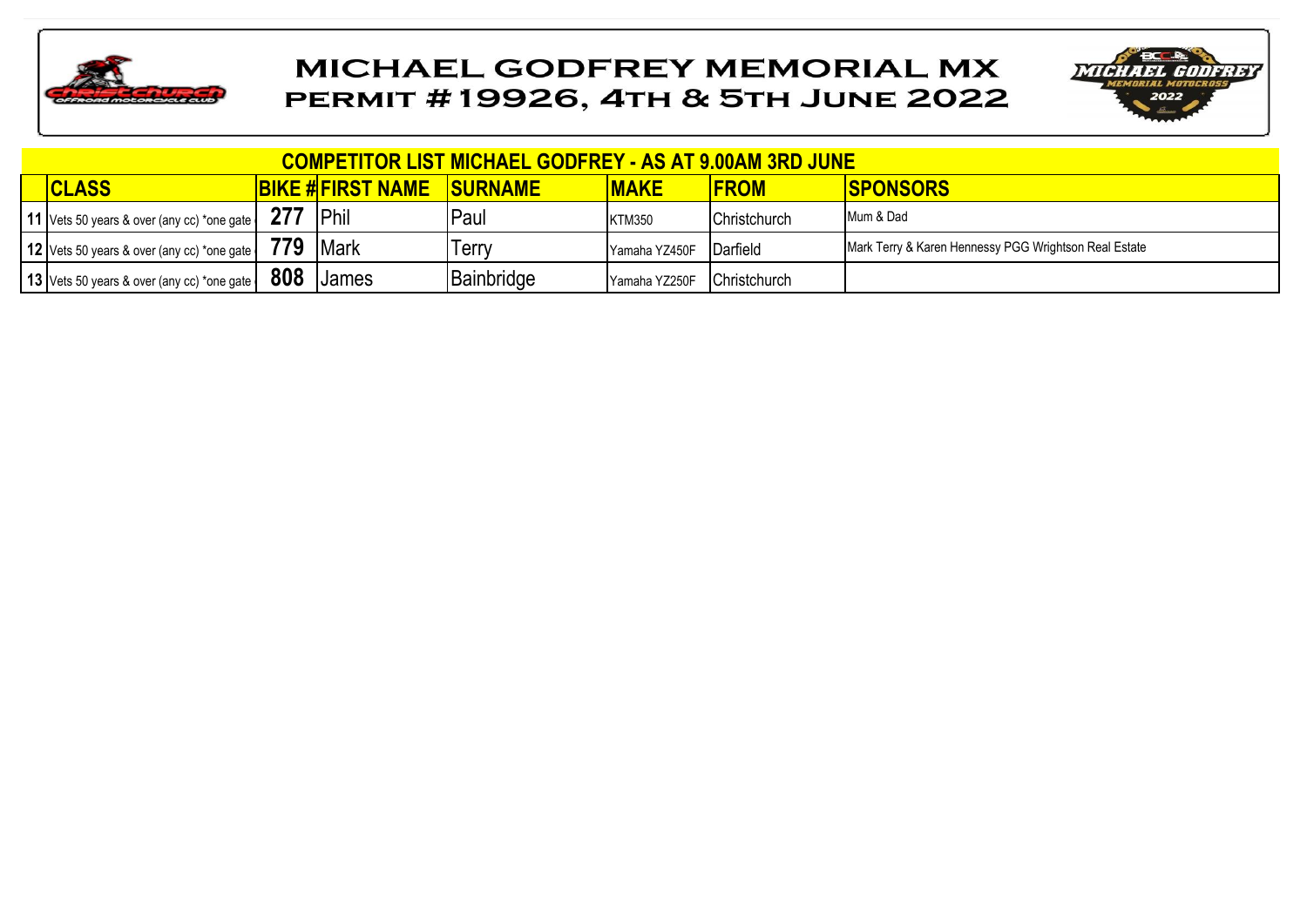# MICHAEL GODFREY MEMORIAL MX

## PERMIT #19926, 4TH & 5TH JUNE 2022

### COMPETITOR LIST MICHAEL GODFREY - AS AT 9.00AM 3RD JUNE

| | CLASS | BIKE # | FIRST NAME | SURNAME | MAKE | FROM | SPONSORS |
|---|---|---|---|---|---|---|---|
| 11 | Vets 50 years & over (any cc) *one gate | 277 | Phil | Paul | KTM350 | Christchurch | Mum & Dad |
| 12 | Vets 50 years & over (any cc) *one gate | 779 | Mark | Terry | Yamaha YZ450F | Darfield | Mark Terry & Karen Hennessy PGG Wrightson Real Estate |
| 13 | Vets 50 years & over (any cc) *one gate | 808 | James | Bainbridge | Yamaha YZ250F | Christchurch | |